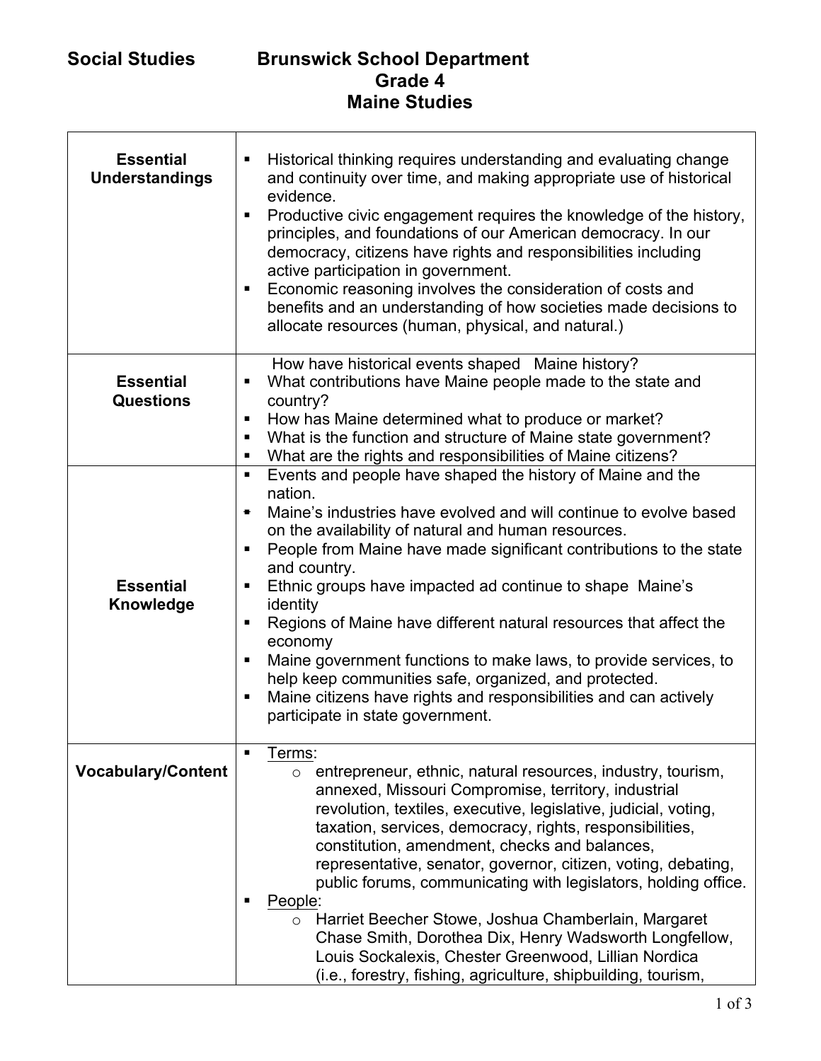**Social Studies** **Brunswick School Department**

# Grade 4
# Maine Studies

| | |
|---|---|
| **Essential Understandings** | ▪ Historical thinking requires understanding and evaluating change and continuity over time, and making appropriate use of historical evidence.<br>▪ Productive civic engagement requires the knowledge of the history, principles, and foundations of our American democracy. In our democracy, citizens have rights and responsibilities including active participation in government.<br>▪ Economic reasoning involves the consideration of costs and benefits and an understanding of how societies made decisions to allocate resources (human, physical, and natural.) |
| **Essential Questions** | How have historical events shaped Maine history?<br>▪ What contributions have Maine people made to the state and country?<br>▪ How has Maine determined what to produce or market?<br>▪ What is the function and structure of Maine state government?<br>▪ What are the rights and responsibilities of Maine citizens? |
| **Essential Knowledge** | ▪ Events and people have shaped the history of Maine and the nation.<br>▪ Maine's industries have evolved and will continue to evolve based on the availability of natural and human resources.<br>▪ People from Maine have made significant contributions to the state and country.<br>▪ Ethnic groups have impacted ad continue to shape Maine's identity<br>▪ Regions of Maine have different natural resources that affect the economy<br>▪ Maine government functions to make laws, to provide services, to help keep communities safe, organized, and protected.<br>▪ Maine citizens have rights and responsibilities and can actively participate in state government. |
| **Vocabulary/Content** | ▪ Terms:<br>o entrepreneur, ethnic, natural resources, industry, tourism, annexed, Missouri Compromise, territory, industrial revolution, textiles, executive, legislative, judicial, voting, taxation, services, democracy, rights, responsibilities, constitution, amendment, checks and balances, representative, senator, governor, citizen, voting, debating, public forums, communicating with legislators, holding office.<br>▪ People:<br>o Harriet Beecher Stowe, Joshua Chamberlain, Margaret Chase Smith, Dorothea Dix, Henry Wadsworth Longfellow, Louis Sockalexis, Chester Greenwood, Lillian Nordica (i.e., forestry, fishing, agriculture, shipbuilding, tourism, |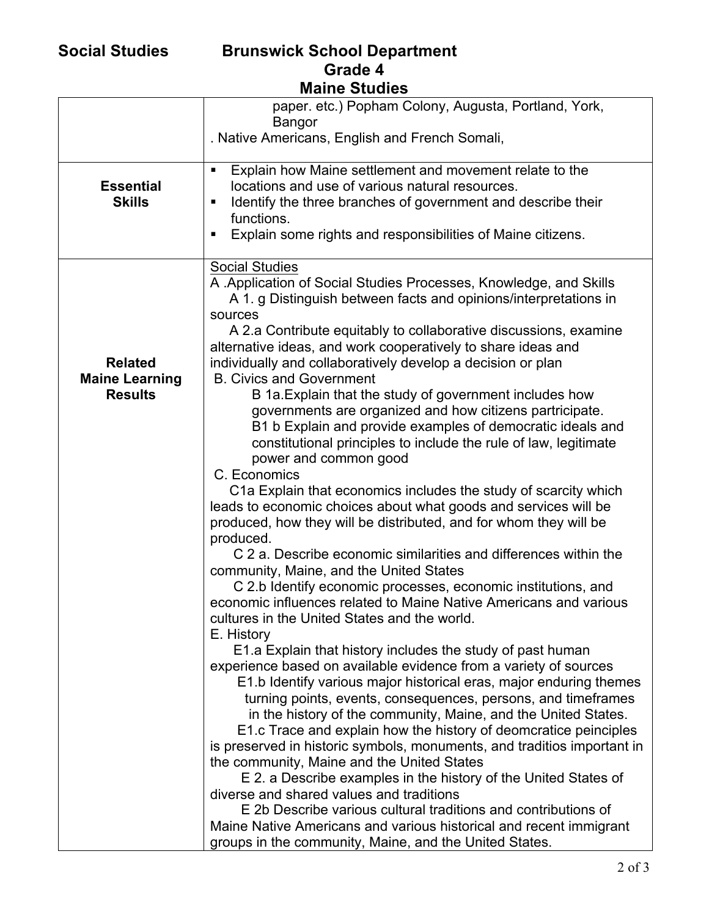**Social Studies** **Brunswick School Department**
**Grade 4**
**Maine Studies**

| | |
|---|---|
| | paper. etc.) Popham Colony, Augusta, Portland, York, Bangor<br>. Native Americans, English and French Somali, |
| **Essential Skills** | ▪ Explain how Maine settlement and movement relate to the locations and use of various natural resources.<br>▪ Identify the three branches of government and describe their functions.<br>▪ Explain some rights and responsibilities of Maine citizens. |
| **Related Maine Learning Results** | Social Studies<br>A .Application of Social Studies Processes, Knowledge, and Skills<br>A 1. g Distinguish between facts and opinions/interpretations in sources<br>A 2.a Contribute equitably to collaborative discussions, examine alternative ideas, and work cooperatively to share ideas and individually and collaboratively develop a decision or plan<br>B. Civics and Government<br>B 1a.Explain that the study of government includes how governments are organized and how citizens partricipate.<br>B1 b Explain and provide examples of democratic ideals and constitutional principles to include the rule of law, legitimate power and common good<br>C. Economics<br>C1a Explain that economics includes the study of scarcity which leads to economic choices about what goods and services will be produced, how they will be distributed, and for whom they will be produced.<br>C 2 a. Describe economic similarities and differences within the community, Maine, and the United States<br>C 2.b Identify economic processes, economic institutions, and economic influences related to Maine Native Americans and various cultures in the United States and the world.<br>E. History<br>E1.a Explain that history includes the study of past human experience based on available evidence from a variety of sources<br>E1.b Identify various major historical eras, major enduring themes turning points, events, consequences, persons, and timeframes in the history of the community, Maine, and the United States.<br>E1.c Trace and explain how the history of deomcratice peinciples is preserved in historic symbols, monuments, and traditios important in the community, Maine and the United States<br>E 2. a Describe examples in the history of the United States of diverse and shared values and traditions<br>E 2b Describe various cultural traditions and contributions of Maine Native Americans and various historical and recent immigrant groups in the community, Maine, and the United States. |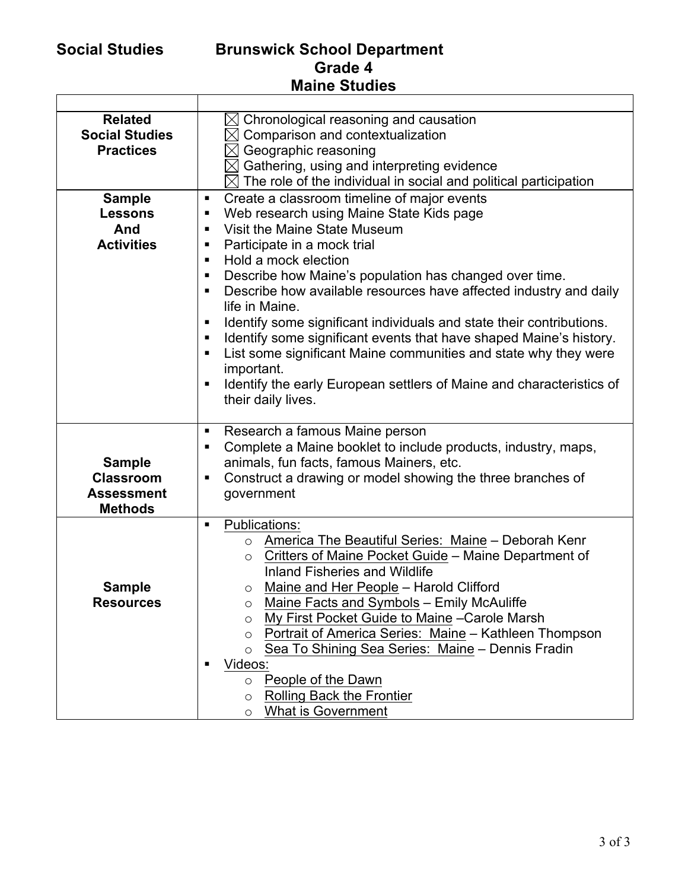**Social Studies** **Brunswick School Department**
**Grade 4**
**Maine Studies**

| | |
|---|---|
| **Related Social Studies Practices** | ☒ Chronological reasoning and causation<br>☒ Comparison and contextualization<br>☒ Geographic reasoning<br>☒ Gathering, using and interpreting evidence<br>☒ The role of the individual in social and political participation |
| **Sample Lessons And Activities** | ▪ Create a classroom timeline of major events<br>▪ Web research using Maine State Kids page<br>▪ Visit the Maine State Museum<br>▪ Participate in a mock trial<br>▪ Hold a mock election<br>▪ Describe how Maine's population has changed over time.<br>▪ Describe how available resources have affected industry and daily life in Maine.<br>▪ Identify some significant individuals and state their contributions.<br>▪ Identify some significant events that have shaped Maine's history.<br>▪ List some significant Maine communities and state why they were important.<br>▪ Identify the early European settlers of Maine and characteristics of their daily lives. |
| **Sample Classroom Assessment Methods** | ▪ Research a famous Maine person<br>▪ Complete a Maine booklet to include products, industry, maps, animals, fun facts, famous Mainers, etc.<br>▪ Construct a drawing or model showing the three branches of government |
| **Sample Resources** | ▪ Publications:<br>○ America The Beautiful Series: Maine – Deborah Kenr<br>○ Critters of Maine Pocket Guide – Maine Department of Inland Fisheries and Wildlife<br>○ Maine and Her People – Harold Clifford<br>○ Maine Facts and Symbols – Emily McAuliffe<br>○ My First Pocket Guide to Maine –Carole Marsh<br>○ Portrait of America Series: Maine – Kathleen Thompson<br>○ Sea To Shining Sea Series: Maine – Dennis Fradin<br>▪ Videos:<br>○ People of the Dawn<br>○ Rolling Back the Frontier<br>○ What is Government |